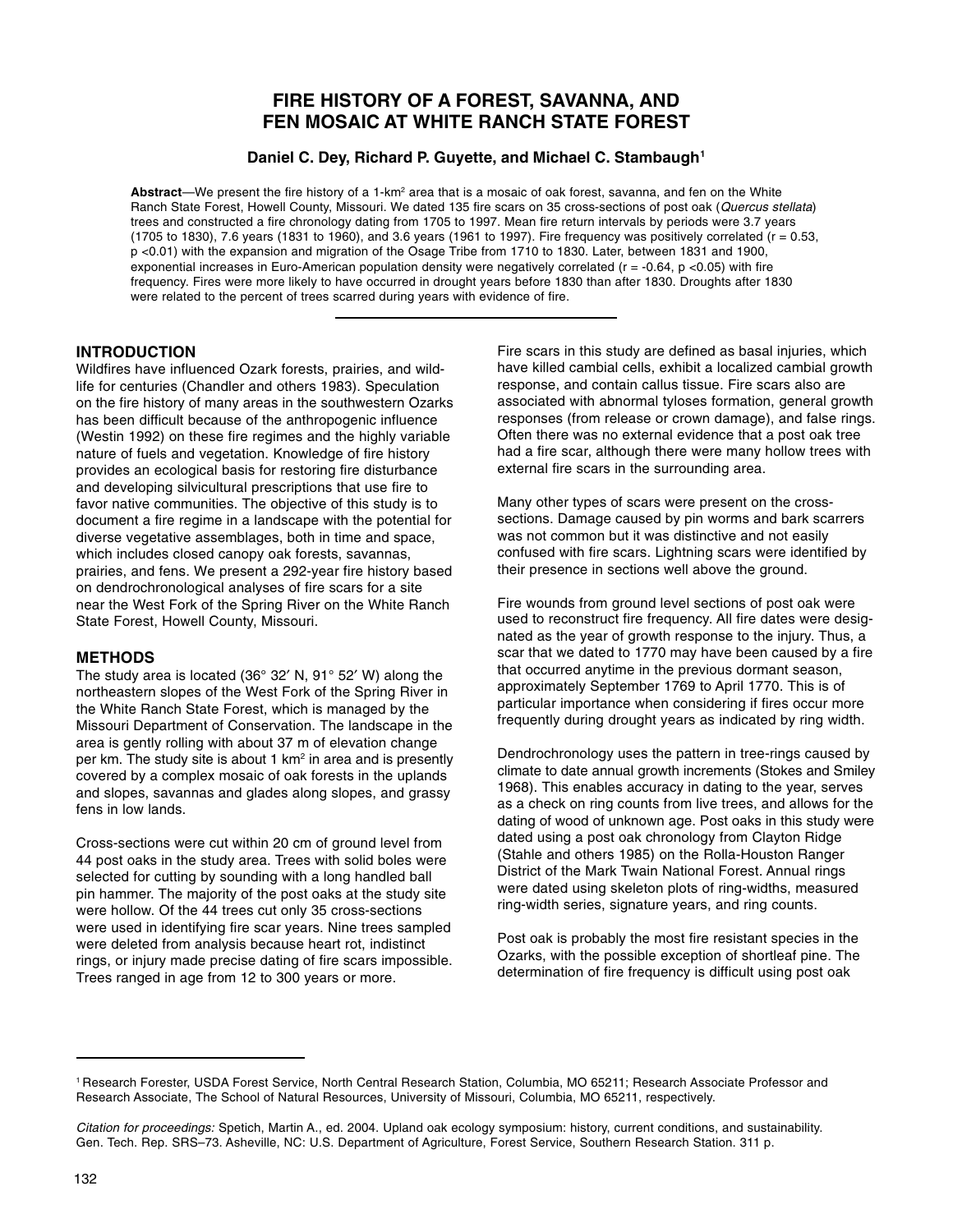# FIRE HISTORY OF A FOREST, SAVANNA, AND FEN MOSAIC AT WHITE RANCH STATE FOREST

**Daniel C. Dey, Richard P. Guyette, and Michael C. Stambaugh[1]**

**Abstract**—We present the fire history of a 1-km$^2$ area that is a mosaic of oak forest, savanna, and fen on the White Ranch State Forest, Howell County, Missouri. We dated 135 fire scars on 35 cross-sections of post oak (*Quercus stellata*) trees and constructed a fire chronology dating from 1705 to 1997. Mean fire return intervals by periods were 3.7 years (1705 to 1830), 7.6 years (1831 to 1960), and 3.6 years (1961 to 1997). Fire frequency was positively correlated ($r = 0.53$, $p < 0.01$) with the expansion and migration of the Osage Tribe from 1710 to 1830. Later, between 1831 and 1900, exponential increases in Euro-American population density were negatively correlated ($r = -0.64$, $p < 0.05$) with fire frequency. Fires were more likely to have occurred in drought years before 1830 than after 1830. Droughts after 1830 were related to the percent of trees scarred during years with evidence of fire.

## INTRODUCTION

Wildfires have influenced Ozark forests, prairies, and wildlife for centuries (Chandler and others 1983). Speculation on the fire history of many areas in the southwestern Ozarks has been difficult because of the anthropogenic influence (Westin 1992) on these fire regimes and the highly variable nature of fuels and vegetation. Knowledge of fire history provides an ecological basis for restoring fire disturbance and developing silvicultural prescriptions that use fire to favor native communities. The objective of this study is to document a fire regime in a landscape with the potential for diverse vegetative assemblages, both in time and space, which includes closed canopy oak forests, savannas, prairies, and fens. We present a 292-year fire history based on dendrochronological analyses of fire scars for a site near the West Fork of the Spring River on the White Ranch State Forest, Howell County, Missouri.

## METHODS

The study area is located (36° 32′ N, 91° 52′ W) along the northeastern slopes of the West Fork of the Spring River in the White Ranch State Forest, which is managed by the Missouri Department of Conservation. The landscape in the area is gently rolling with about 37 m of elevation change per km. The study site is about 1 km$^2$ in area and is presently covered by a complex mosaic of oak forests in the uplands and slopes, savannas and glades along slopes, and grassy fens in low lands.

Cross-sections were cut within 20 cm of ground level from 44 post oaks in the study area. Trees with solid boles were selected for cutting by sounding with a long handled ball pin hammer. The majority of the post oaks at the study site were hollow. Of the 44 trees cut only 35 cross-sections were used in identifying fire scar years. Nine trees sampled were deleted from analysis because heart rot, indistinct rings, or injury made precise dating of fire scars impossible. Trees ranged in age from 12 to 300 years or more.

Fire scars in this study are defined as basal injuries, which have killed cambial cells, exhibit a localized cambial growth response, and contain callus tissue. Fire scars also are associated with abnormal tyloses formation, general growth responses (from release or crown damage), and false rings. Often there was no external evidence that a post oak tree had a fire scar, although there were many hollow trees with external fire scars in the surrounding area.

Many other types of scars were present on the cross-sections. Damage caused by pin worms and bark scarrers was not common but it was distinctive and not easily confused with fire scars. Lightning scars were identified by their presence in sections well above the ground.

Fire wounds from ground level sections of post oak were used to reconstruct fire frequency. All fire dates were designated as the year of growth response to the injury. Thus, a scar that we dated to 1770 may have been caused by a fire that occurred anytime in the previous dormant season, approximately September 1769 to April 1770. This is of particular importance when considering if fires occur more frequently during drought years as indicated by ring width.

Dendrochronology uses the pattern in tree-rings caused by climate to date annual growth increments (Stokes and Smiley 1968). This enables accuracy in dating to the year, serves as a check on ring counts from live trees, and allows for the dating of wood of unknown age. Post oaks in this study were dated using a post oak chronology from Clayton Ridge (Stahle and others 1985) on the Rolla-Houston Ranger District of the Mark Twain National Forest. Annual rings were dated using skeleton plots of ring-widths, measured ring-width series, signature years, and ring counts.

Post oak is probably the most fire resistant species in the Ozarks, with the possible exception of shortleaf pine. The determination of fire frequency is difficult using post oak

[1] Research Forester, USDA Forest Service, North Central Research Station, Columbia, MO 65211; Research Associate Professor and Research Associate, The School of Natural Resources, University of Missouri, Columbia, MO 65211, respectively.

*Citation for proceedings:* Spetich, Martin A., ed. 2004. Upland oak ecology symposium: history, current conditions, and sustainability. Gen. Tech. Rep. SRS–73. Asheville, NC: U.S. Department of Agriculture, Forest Service, Southern Research Station. 311 p.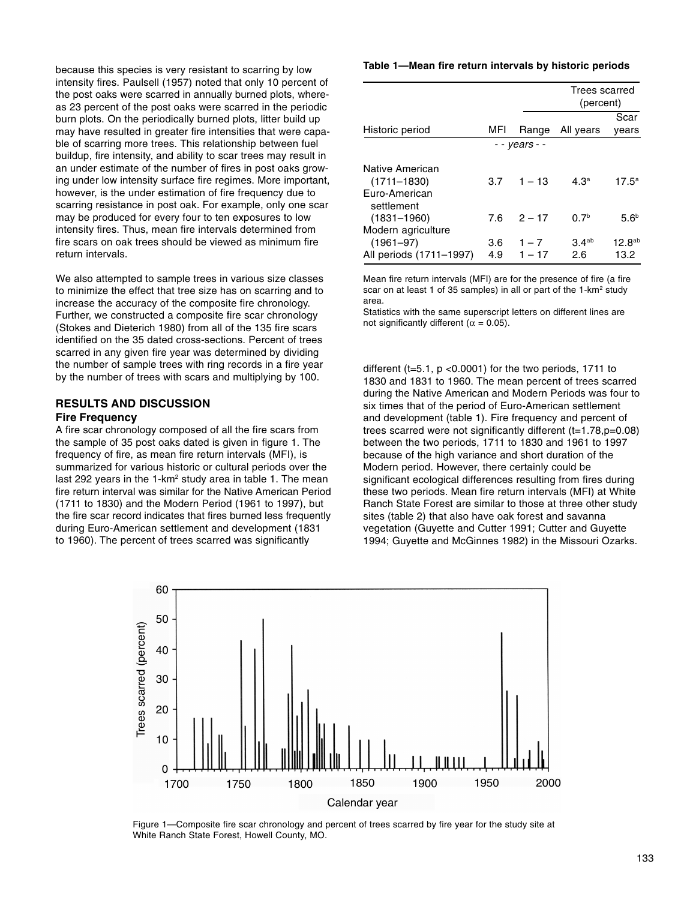because this species is very resistant to scarring by low intensity fires. Paulsell (1957) noted that only 10 percent of the post oaks were scarred in annually burned plots, whereas 23 percent of the post oaks were scarred in the periodic burn plots. On the periodically burned plots, litter build up may have resulted in greater fire intensities that were capable of scarring more trees. This relationship between fuel buildup, fire intensity, and ability to scar trees may result in an under estimate of the number of fires in post oaks growing under low intensity surface fire regimes. More important, however, is the under estimation of fire frequency due to scarring resistance in post oak. For example, only one scar may be produced for every four to ten exposures to low intensity fires. Thus, mean fire intervals determined from fire scars on oak trees should be viewed as minimum fire return intervals.

We also attempted to sample trees in various size classes to minimize the effect that tree size has on scarring and to increase the accuracy of the composite fire chronology. Further, we constructed a composite fire scar chronology (Stokes and Dieterich 1980) from all of the 135 fire scars identified on the 35 dated cross-sections. Percent of trees scarred in any given fire year was determined by dividing the number of sample trees with ring records in a fire year by the number of trees with scars and multiplying by 100.

## RESULTS AND DISCUSSION

### Fire Frequency

A fire scar chronology composed of all the fire scars from the sample of 35 post oaks dated is given in figure 1. The frequency of fire, as mean fire return intervals (MFI), is summarized for various historic or cultural periods over the last 292 years in the 1-km$^2$ study area in table 1. The mean fire return interval was similar for the Native American Period (1711 to 1830) and the Modern Period (1961 to 1997), but the fire scar record indicates that fires burned less frequently during Euro-American settlement and development (1831 to 1960). The percent of trees scarred was significantly different ($t=5.1$, $p<0.0001$) for the two periods, 1711 to 1830 and 1831 to 1960. The mean percent of trees scarred during the Native American and Modern Periods was four to six times that of the period of Euro-American settlement and development (table 1). Fire frequency and percent of trees scarred were not significantly different ($t=1.78$, $p=0.08$) between the two periods, 1711 to 1830 and 1961 to 1997 because of the high variance and short duration of the Modern period. However, there certainly could be significant ecological differences resulting from fires during these two periods. Mean fire return intervals (MFI) at White Ranch State Forest are similar to those at three other study sites (table 2) that also have oak forest and savanna vegetation (Guyette and Cutter 1991; Cutter and Guyette 1994; Guyette and McGinnes 1982) in the Missouri Ozarks.

**Table 1—Mean fire return intervals by historic periods**

| Historic period | MFI | Range | Trees scarred (percent) All years | Trees scarred (percent) Scar years |
|---|---|---|---|---|
| | - - *years* - - | | | |
| Native American (1711–1830) | 3.7 | 1 – 13 | 4.3[a] | 17.5[a] |
| Euro-American settlement (1831–1960) | 7.6 | 2 – 17 | 0.7[b] | 5.6[b] |
| Modern agriculture (1961–97) | 3.6 | 1 – 7 | 3.4[ab] | 12.8[ab] |
| All periods (1711–1997) | 4.9 | 1 – 17 | 2.6 | 13.2 |

Mean fire return intervals (MFI) are for the presence of fire (a fire scar on at least 1 of 35 samples) in all or part of the 1-km$^2$ study area.
Statistics with the same superscript letters on different lines are not significantly different ($\alpha = 0.05$).

Figure 1—Composite fire scar chronology and percent of trees scarred by fire year for the study site at White Ranch State Forest, Howell County, MO.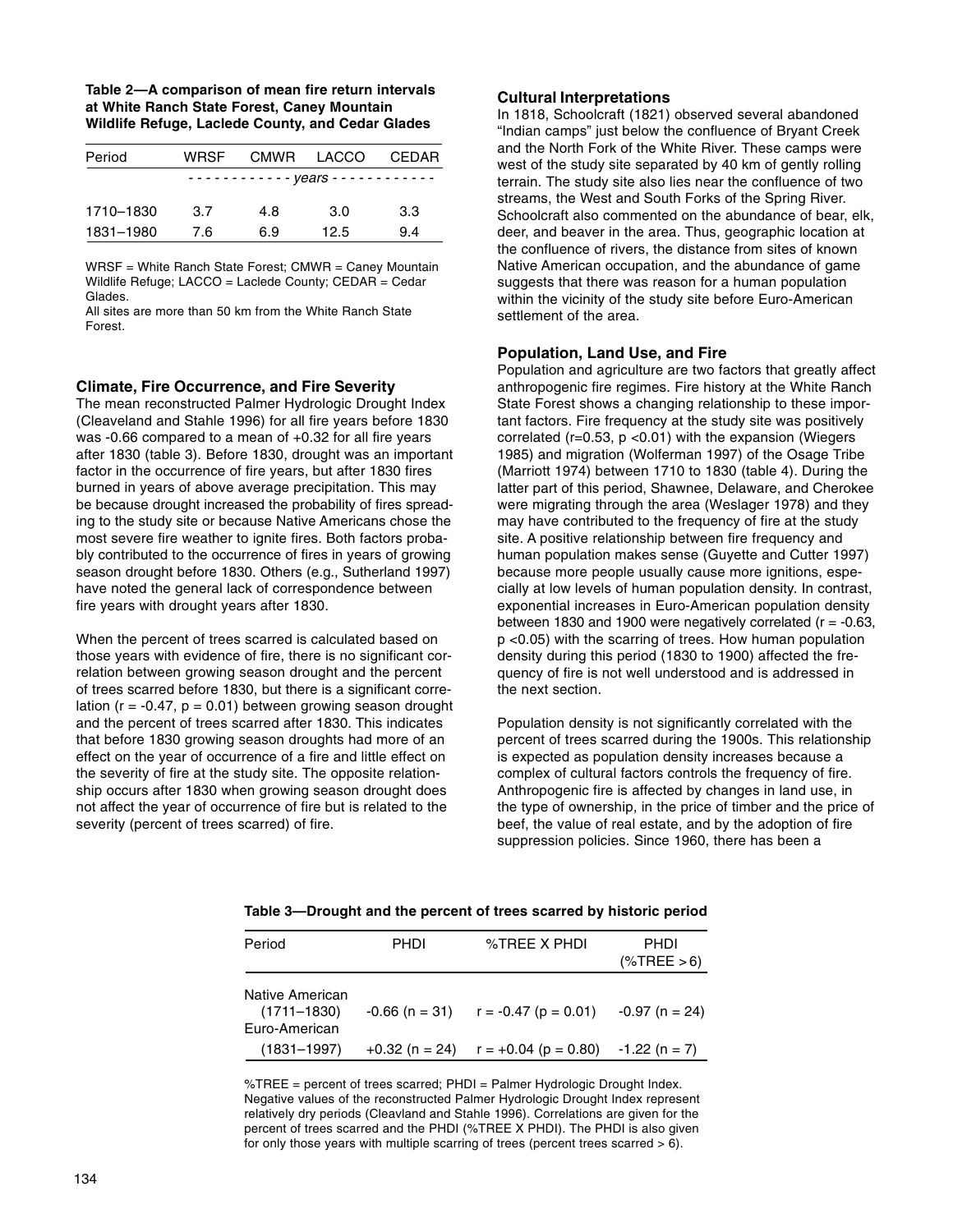**Table 2—A comparison of mean fire return intervals at White Ranch State Forest, Caney Mountain Wildlife Refuge, Laclede County, and Cedar Glades**

| Period | WRSF | CMWR | LACCO | CEDAR |
|---|---|---|---|---|
| | - - - - - - - - - - - - *years* - - - - - - - - - - - - | | | |
| 1710–1830 | 3.7 | 4.8 | 3.0 | 3.3 |
| 1831–1980 | 7.6 | 6.9 | 12.5 | 9.4 |

WRSF = White Ranch State Forest; CMWR = Caney Mountain Wildlife Refuge; LACCO = Laclede County; CEDAR = Cedar Glades.
All sites are more than 50 km from the White Ranch State Forest.

### Climate, Fire Occurrence, and Fire Severity

The mean reconstructed Palmer Hydrologic Drought Index (Cleaveland and Stahle 1996) for all fire years before 1830 was -0.66 compared to a mean of +0.32 for all fire years after 1830 (table 3). Before 1830, drought was an important factor in the occurrence of fire years, but after 1830 fires burned in years of above average precipitation. This may be because drought increased the probability of fires spreading to the study site or because Native Americans chose the most severe fire weather to ignite fires. Both factors probably contributed to the occurrence of fires in years of growing season drought before 1830. Others (e.g., Sutherland 1997) have noted the general lack of correspondence between fire years with drought years after 1830.

When the percent of trees scarred is calculated based on those years with evidence of fire, there is no significant correlation between growing season drought and the percent of trees scarred before 1830, but there is a significant correlation ($r = -0.47$, $p = 0.01$) between growing season drought and the percent of trees scarred after 1830. This indicates that before 1830 growing season droughts had more of an effect on the year of occurrence of a fire and little effect on the severity of fire at the study site. The opposite relationship occurs after 1830 when growing season drought does not affect the year of occurrence of fire but is related to the severity (percent of trees scarred) of fire.

### Cultural Interpretations

In 1818, Schoolcraft (1821) observed several abandoned "Indian camps" just below the confluence of Bryant Creek and the North Fork of the White River. These camps were west of the study site separated by 40 km of gently rolling terrain. The study site also lies near the confluence of two streams, the West and South Forks of the Spring River. Schoolcraft also commented on the abundance of bear, elk, deer, and beaver in the area. Thus, geographic location at the confluence of rivers, the distance from sites of known Native American occupation, and the abundance of game suggests that there was reason for a human population within the vicinity of the study site before Euro-American settlement of the area.

### Population, Land Use, and Fire

Population and agriculture are two factors that greatly affect anthropogenic fire regimes. Fire history at the White Ranch State Forest shows a changing relationship to these important factors. Fire frequency at the study site was positively correlated ($r=0.53$, $p < 0.01$) with the expansion (Wiegers 1985) and migration (Wolferman 1997) of the Osage Tribe (Marriott 1974) between 1710 to 1830 (table 4). During the latter part of this period, Shawnee, Delaware, and Cherokee were migrating through the area (Weslager 1978) and they may have contributed to the frequency of fire at the study site. A positive relationship between fire frequency and human population makes sense (Guyette and Cutter 1997) because more people usually cause more ignitions, especially at low levels of human population density. In contrast, exponential increases in Euro-American population density between 1830 and 1900 were negatively correlated ($r = -0.63$, $p < 0.05$) with the scarring of trees. How human population density during this period (1830 to 1900) affected the frequency of fire is not well understood and is addressed in the next section.

Population density is not significantly correlated with the percent of trees scarred during the 1900s. This relationship is expected as population density increases because a complex of cultural factors controls the frequency of fire. Anthropogenic fire is affected by changes in land use, in the type of ownership, in the price of timber and the price of beef, the value of real estate, and by the adoption of fire suppression policies. Since 1960, there has been a

**Table 3—Drought and the percent of trees scarred by historic period**

| Period | PHDI | %TREE X PHDI | PHDI (%TREE > 6) |
|---|---|---|---|
| Native American (1711–1830) | -0.66 (n = 31) | r = -0.47 (p = 0.01) | -0.97 (n = 24) |
| Euro-American (1831–1997) | +0.32 (n = 24) | r = +0.04 (p = 0.80) | -1.22 (n = 7) |

%TREE = percent of trees scarred; PHDI = Palmer Hydrologic Drought Index. Negative values of the reconstructed Palmer Hydrologic Drought Index represent relatively dry periods (Cleavland and Stahle 1996). Correlations are given for the percent of trees scarred and the PHDI (%TREE X PHDI). The PHDI is also given for only those years with multiple scarring of trees (percent trees scarred > 6).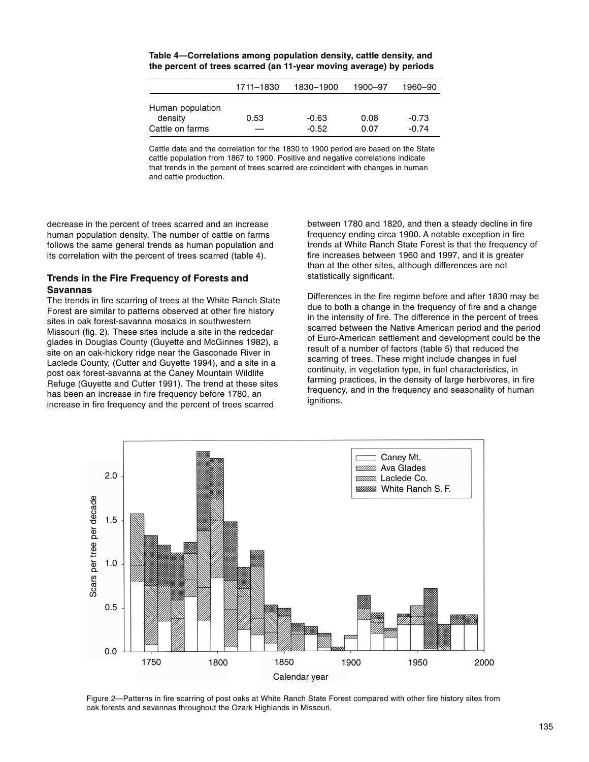**Table 4—Correlations among population density, cattle density, and the percent of trees scarred (an 11-year moving average) by periods**

| | 1711–1830 | 1830–1900 | 1900–97 | 1960–90 |
|---|---|---|---|---|
| Human population density | 0.53 | -0.63 | 0.08 | -0.73 |
| Cattle on farms | — | -0.52 | 0.07 | -0.74 |

Cattle data and the correlation for the 1830 to 1900 period are based on the State cattle population from 1867 to 1900. Positive and negative correlations indicate that trends in the percent of trees scarred are coincident with changes in human and cattle production.

decrease in the percent of trees scarred and an increase human population density. The number of cattle on farms follows the same general trends as human population and its correlation with the percent of trees scarred (table 4).

### Trends in the Fire Frequency of Forests and Savannas

The trends in fire scarring of trees at the White Ranch State Forest are similar to patterns observed at other fire history sites in oak forest-savanna mosaics in southwestern Missouri (fig. 2). These sites include a site in the redcedar glades in Douglas County (Guyette and McGinnes 1982), a site on an oak-hickory ridge near the Gasconade River in Laclede County, (Cutter and Guyette 1994), and a site in a post oak forest-savanna at the Caney Mountain Wildlife Refuge (Guyette and Cutter 1991). The trend at these sites has been an increase in fire frequency before 1780, an increase in fire frequency and the percent of trees scarred between 1780 and 1820, and then a steady decline in fire frequency ending circa 1900. A notable exception in fire trends at White Ranch State Forest is that the frequency of fire increases between 1960 and 1997, and it is greater than at the other sites, although differences are not statistically significant.

Differences in the fire regime before and after 1830 may be due to both a change in the frequency of fire and a change in the intensity of fire. The difference in the percent of trees scarred between the Native American period and the period of Euro-American settlement and development could be the result of a number of factors (table 5) that reduced the scarring of trees. These might include changes in fuel continuity, in vegetation type, in fuel characteristics, in farming practices, in the density of large herbivores, in fire frequency, and in the frequency and seasonality of human ignitions.

Figure 2—Patterns in fire scarring of post oaks at White Ranch State Forest compared with other fire history sites from oak forests and savannas throughout the Ozark Highlands in Missouri.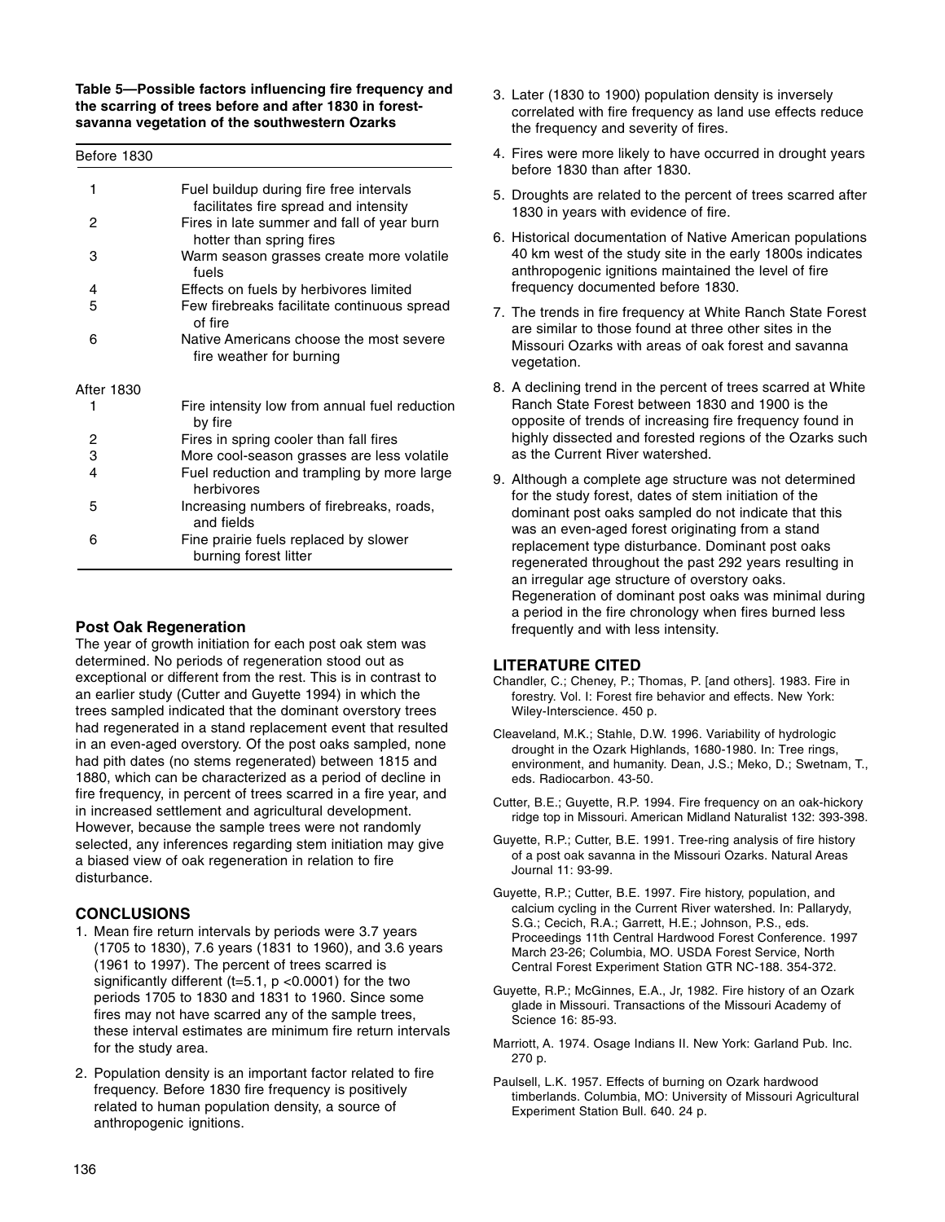**Table 5—Possible factors influencing fire frequency and the scarring of trees before and after 1830 in forest-savanna vegetation of the southwestern Ozarks**

| | |
|---|---|
| **Before 1830** | |
| 1 | Fuel buildup during fire free intervals facilitates fire spread and intensity |
| 2 | Fires in late summer and fall of year burn hotter than spring fires |
| 3 | Warm season grasses create more volatile fuels |
| 4 | Effects on fuels by herbivores limited |
| 5 | Few firebreaks facilitate continuous spread of fire |
| 6 | Native Americans choose the most severe fire weather for burning |
| **After 1830** | |
| 1 | Fire intensity low from annual fuel reduction by fire |
| 2 | Fires in spring cooler than fall fires |
| 3 | More cool-season grasses are less volatile |
| 4 | Fuel reduction and trampling by more large herbivores |
| 5 | Increasing numbers of firebreaks, roads, and fields |
| 6 | Fine prairie fuels replaced by slower burning forest litter |

### Post Oak Regeneration

The year of growth initiation for each post oak stem was determined. No periods of regeneration stood out as exceptional or different from the rest. This is in contrast to an earlier study (Cutter and Guyette 1994) in which the trees sampled indicated that the dominant overstory trees had regenerated in a stand replacement event that resulted in an even-aged overstory. Of the post oaks sampled, none had pith dates (no stems regenerated) between 1815 and 1880, which can be characterized as a period of decline in fire frequency, in percent of trees scarred in a fire year, and in increased settlement and agricultural development. However, because the sample trees were not randomly selected, any inferences regarding stem initiation may give a biased view of oak regeneration in relation to fire disturbance.

## CONCLUSIONS

1. Mean fire return intervals by periods were 3.7 years (1705 to 1830), 7.6 years (1831 to 1960), and 3.6 years (1961 to 1997). The percent of trees scarred is significantly different ($t=5.1$, $p<0.0001$) for the two periods 1705 to 1830 and 1831 to 1960. Since some fires may not have scarred any of the sample trees, these interval estimates are minimum fire return intervals for the study area.
2. Population density is an important factor related to fire frequency. Before 1830 fire frequency is positively related to human population density, a source of anthropogenic ignitions.
3. Later (1830 to 1900) population density is inversely correlated with fire frequency as land use effects reduce the frequency and severity of fires.
4. Fires were more likely to have occurred in drought years before 1830 than after 1830.
5. Droughts are related to the percent of trees scarred after 1830 in years with evidence of fire.
6. Historical documentation of Native American populations 40 km west of the study site in the early 1800s indicates anthropogenic ignitions maintained the level of fire frequency documented before 1830.
7. The trends in fire frequency at White Ranch State Forest are similar to those found at three other sites in the Missouri Ozarks with areas of oak forest and savanna vegetation.
8. A declining trend in the percent of trees scarred at White Ranch State Forest between 1830 and 1900 is the opposite of trends of increasing fire frequency found in highly dissected and forested regions of the Ozarks such as the Current River watershed.
9. Although a complete age structure was not determined for the study forest, dates of stem initiation of the dominant post oaks sampled do not indicate that this was an even-aged forest originating from a stand replacement type disturbance. Dominant post oaks regenerated throughout the past 292 years resulting in an irregular age structure of overstory oaks. Regeneration of dominant post oaks was minimal during a period in the fire chronology when fires burned less frequently and with less intensity.

## LITERATURE CITED

Chandler, C.; Cheney, P.; Thomas, P. [and others]. 1983. Fire in forestry. Vol. I: Forest fire behavior and effects. New York: Wiley-Interscience. 450 p.

Cleaveland, M.K.; Stahle, D.W. 1996. Variability of hydrologic drought in the Ozark Highlands, 1680-1980. In: Tree rings, environment, and humanity. Dean, J.S.; Meko, D.; Swetnam, T., eds. Radiocarbon. 43-50.

Cutter, B.E.; Guyette, R.P. 1994. Fire frequency on an oak-hickory ridge top in Missouri. American Midland Naturalist 132: 393-398.

Guyette, R.P.; Cutter, B.E. 1991. Tree-ring analysis of fire history of a post oak savanna in the Missouri Ozarks. Natural Areas Journal 11: 93-99.

Guyette, R.P.; Cutter, B.E. 1997. Fire history, population, and calcium cycling in the Current River watershed. In: Pallarydy, S.G.; Cecich, R.A.; Garrett, H.E.; Johnson, P.S., eds. Proceedings 11th Central Hardwood Forest Conference. 1997 March 23-26; Columbia, MO. USDA Forest Service, North Central Forest Experiment Station GTR NC-188. 354-372.

Guyette, R.P.; McGinnes, E.A., Jr, 1982. Fire history of an Ozark glade in Missouri. Transactions of the Missouri Academy of Science 16: 85-93.

Marriott, A. 1974. Osage Indians II. New York: Garland Pub. Inc. 270 p.

Paulsell, L.K. 1957. Effects of burning on Ozark hardwood timberlands. Columbia, MO: University of Missouri Agricultural Experiment Station Bull. 640. 24 p.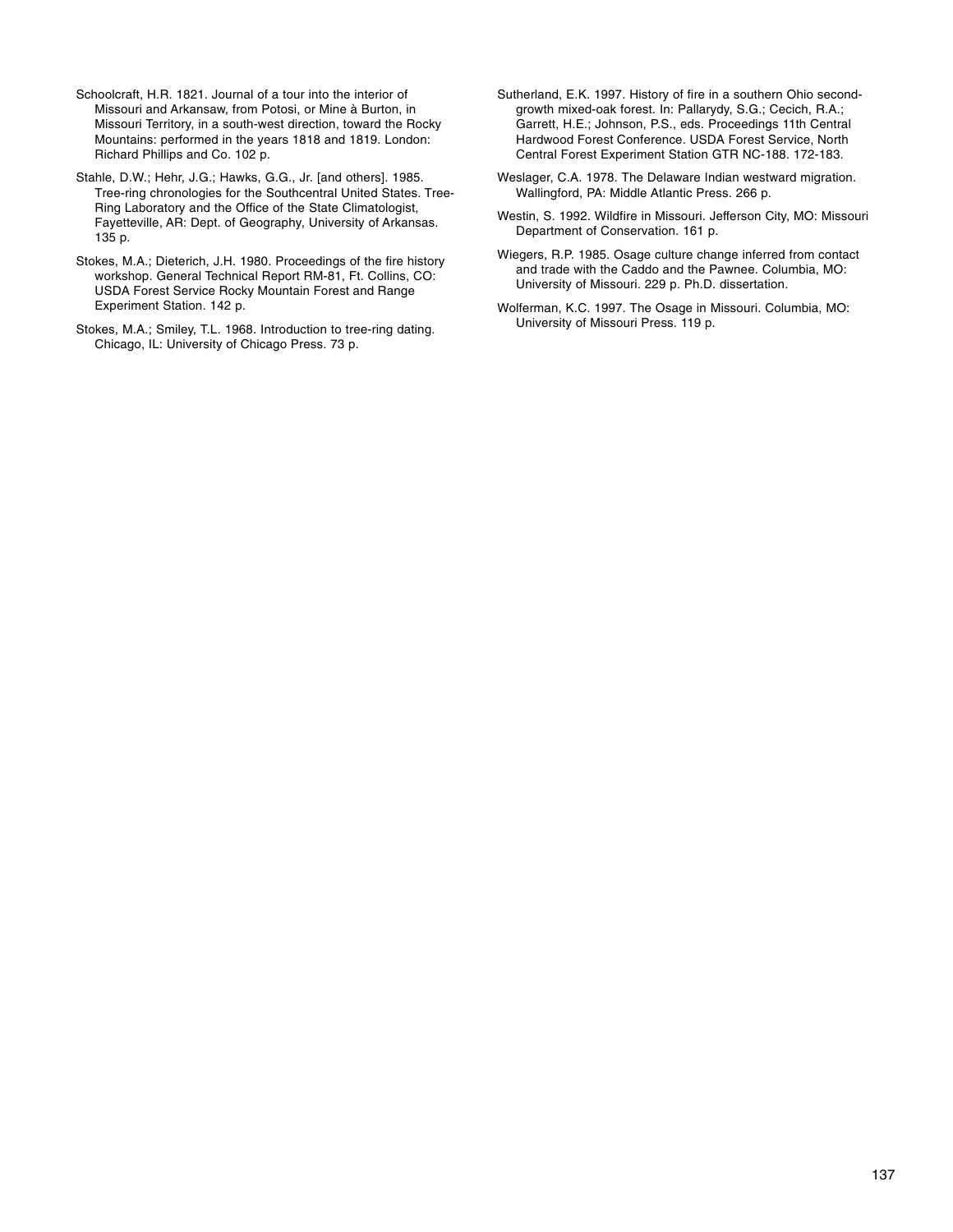Schoolcraft, H.R. 1821. Journal of a tour into the interior of Missouri and Arkansaw, from Potosi, or Mine à Burton, in Missouri Territory, in a south-west direction, toward the Rocky Mountains: performed in the years 1818 and 1819. London: Richard Phillips and Co. 102 p.

Stahle, D.W.; Hehr, J.G.; Hawks, G.G., Jr. [and others]. 1985. Tree-ring chronologies for the Southcentral United States. Tree-Ring Laboratory and the Office of the State Climatologist, Fayetteville, AR: Dept. of Geography, University of Arkansas. 135 p.

Stokes, M.A.; Dieterich, J.H. 1980. Proceedings of the fire history workshop. General Technical Report RM-81, Ft. Collins, CO: USDA Forest Service Rocky Mountain Forest and Range Experiment Station. 142 p.

Stokes, M.A.; Smiley, T.L. 1968. Introduction to tree-ring dating. Chicago, IL: University of Chicago Press. 73 p.

Sutherland, E.K. 1997. History of fire in a southern Ohio second-growth mixed-oak forest. In: Pallarydy, S.G.; Cecich, R.A.; Garrett, H.E.; Johnson, P.S., eds. Proceedings 11th Central Hardwood Forest Conference. USDA Forest Service, North Central Forest Experiment Station GTR NC-188. 172-183.

Weslager, C.A. 1978. The Delaware Indian westward migration. Wallingford, PA: Middle Atlantic Press. 266 p.

Westin, S. 1992. Wildfire in Missouri. Jefferson City, MO: Missouri Department of Conservation. 161 p.

Wiegers, R.P. 1985. Osage culture change inferred from contact and trade with the Caddo and the Pawnee. Columbia, MO: University of Missouri. 229 p. Ph.D. dissertation.

Wolferman, K.C. 1997. The Osage in Missouri. Columbia, MO: University of Missouri Press. 119 p.